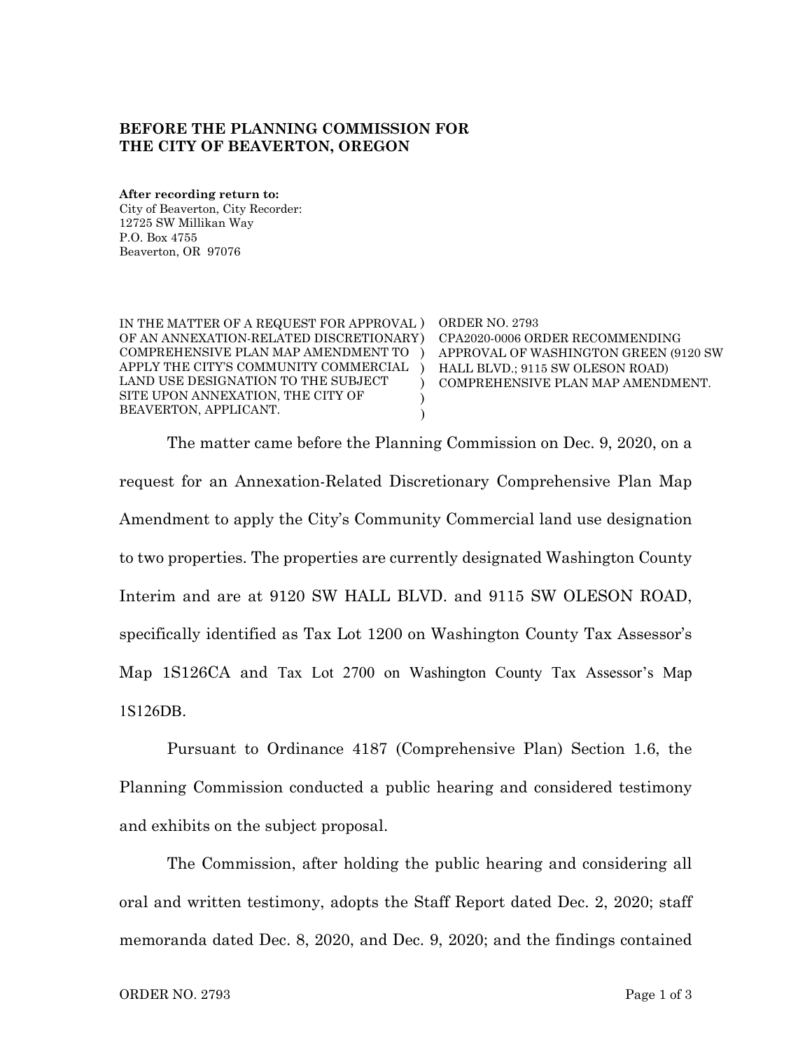**BEFORE THE PLANNING COMMISSION FOR THE CITY OF BEAVERTON, OREGON**

**After recording return to:**
City of Beaverton, City Recorder:
12725 SW Millikan Way
P.O. Box 4755
Beaverton, OR 97076

| | |
|---|---|
| IN THE MATTER OF A REQUEST FOR APPROVAL OF AN ANNEXATION-RELATED DISCRETIONARY COMPREHENSIVE PLAN MAP AMENDMENT TO APPLY THE CITY'S COMMUNITY COMMERCIAL LAND USE DESIGNATION TO THE SUBJECT SITE UPON ANNEXATION, THE CITY OF BEAVERTON, APPLICANT. | ORDER NO. 2793 CPA2020-0006 ORDER RECOMMENDING APPROVAL OF WASHINGTON GREEN (9120 SW HALL BLVD.; 9115 SW OLESON ROAD) COMPREHENSIVE PLAN MAP AMENDMENT. |

The matter came before the Planning Commission on Dec. 9, 2020, on a request for an Annexation-Related Discretionary Comprehensive Plan Map Amendment to apply the City's Community Commercial land use designation to two properties. The properties are currently designated Washington County Interim and are at 9120 SW HALL BLVD. and 9115 SW OLESON ROAD, specifically identified as Tax Lot 1200 on Washington County Tax Assessor's Map 1S126CA and Tax Lot 2700 on Washington County Tax Assessor's Map 1S126DB.

Pursuant to Ordinance 4187 (Comprehensive Plan) Section 1.6, the Planning Commission conducted a public hearing and considered testimony and exhibits on the subject proposal.

The Commission, after holding the public hearing and considering all oral and written testimony, adopts the Staff Report dated Dec. 2, 2020; staff memoranda dated Dec. 8, 2020, and Dec. 9, 2020; and the findings contained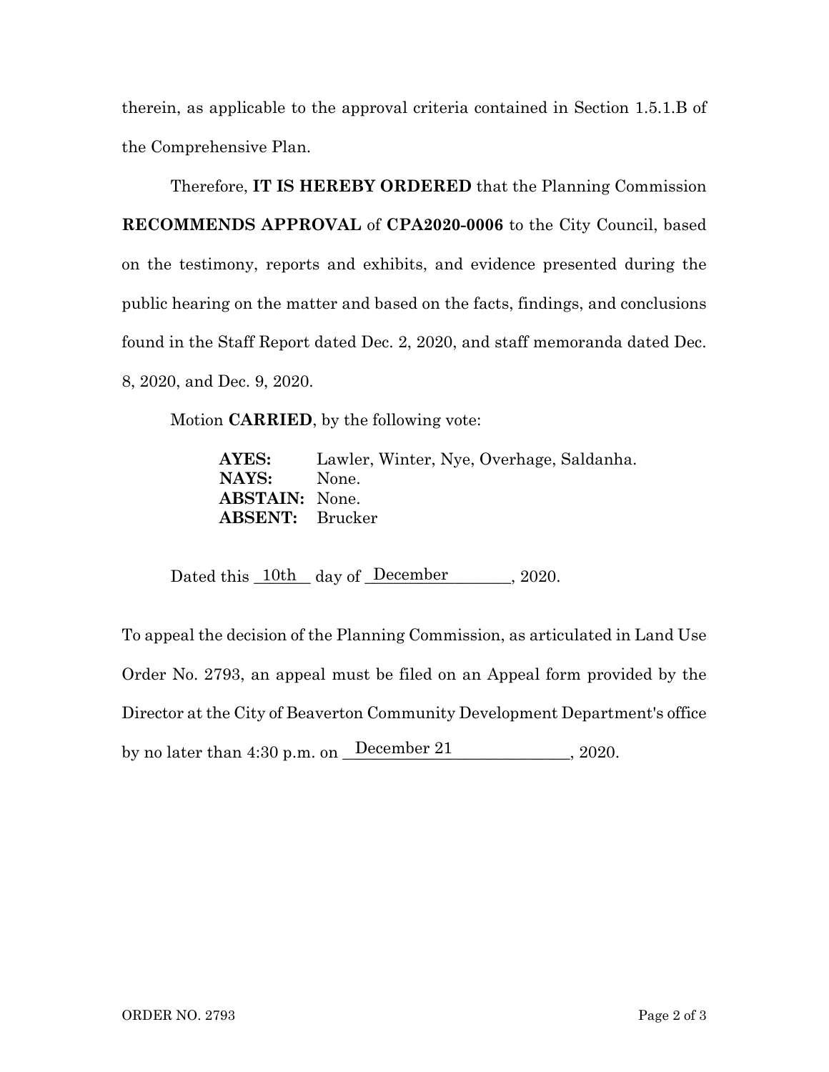therein, as applicable to the approval criteria contained in Section 1.5.1.B of the Comprehensive Plan.

Therefore, **IT IS HEREBY ORDERED** that the Planning Commission **RECOMMENDS APPROVAL** of **CPA2020-0006** to the City Council, based on the testimony, reports and exhibits, and evidence presented during the public hearing on the matter and based on the facts, findings, and conclusions found in the Staff Report dated Dec. 2, 2020, and staff memoranda dated Dec. 8, 2020, and Dec. 9, 2020.

Motion **CARRIED**, by the following vote:

**AYES:** Lawler, Winter, Nye, Overhage, Saldanha.
**NAYS:** None.
**ABSTAIN:** None.
**ABSENT:** Brucker

Dated this 10th day of December, 2020.

To appeal the decision of the Planning Commission, as articulated in Land Use Order No. 2793, an appeal must be filed on an Appeal form provided by the Director at the City of Beaverton Community Development Department's office by no later than 4:30 p.m. on December 21, 2020.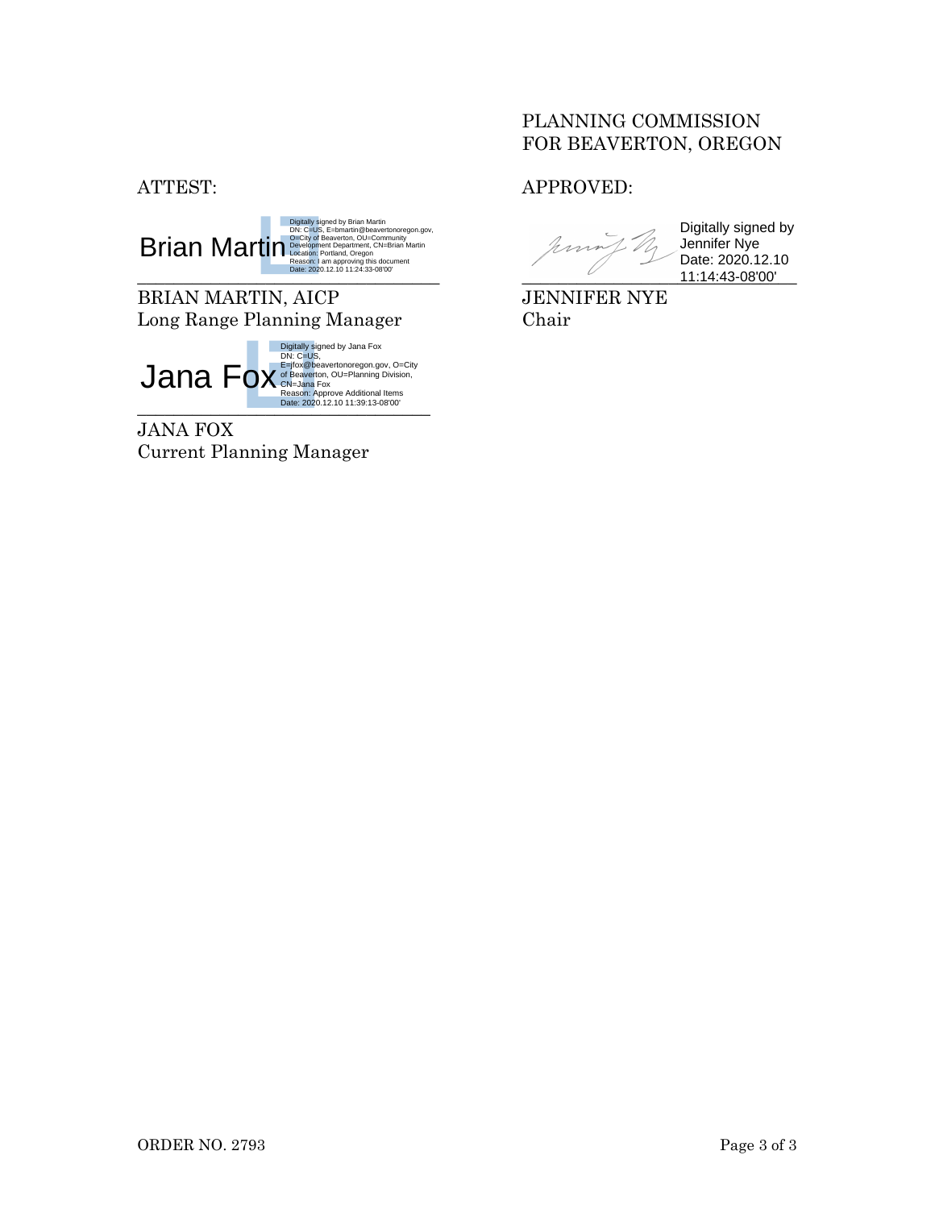PLANNING COMMISSION
FOR BEAVERTON, OREGON

ATTEST:

Brian Martin

Digitally signed by Brian Martin
DN: C=US, E=bmartin@beavertonoregon.gov, O=City of Beaverton, OU=Community Development Department, CN=Brian Martin
Location: Portland, Oregon
Reason: I am approving this document
Date: 2020.12.10 11:24:33-08'00'

_______________________________
BRIAN MARTIN, AICP
Long Range Planning Manager

Jana Fox

Digitally signed by Jana Fox
DN: C=US, E=jfox@beavertonoregon.gov, O=City of Beaverton, OU=Planning Division, CN=Jana Fox
Reason: Approve Additional Items
Date: 2020.12.10 11:39:13-08'00'

_______________________________
JANA FOX
Current Planning Manager

APPROVED:

Digitally signed by Jennifer Nye
Date: 2020.12.10 11:14:43-08'00'

_______________________________
JENNIFER NYE
Chair

ORDER NO. 2793